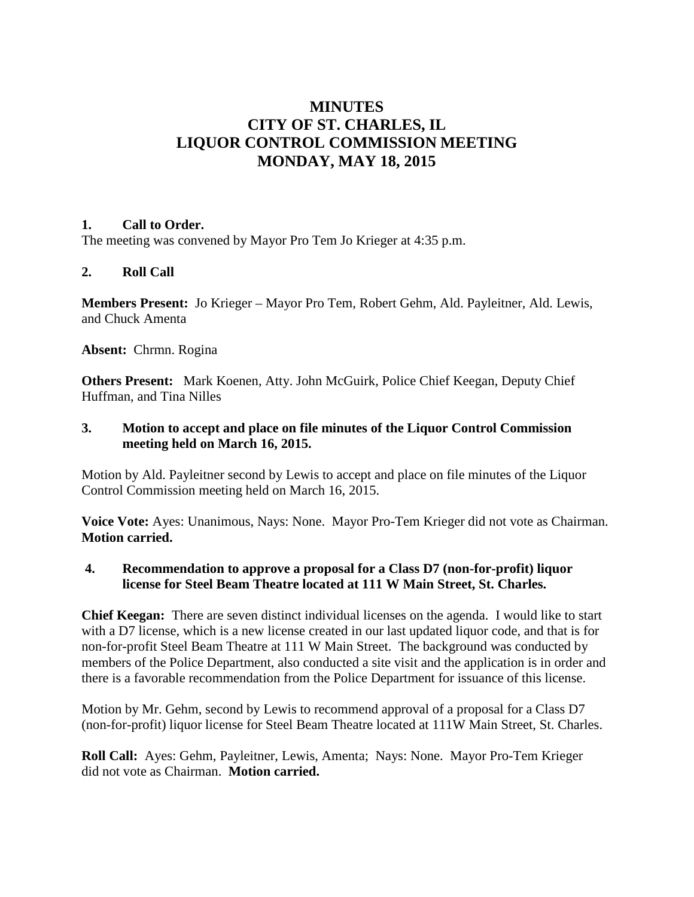# MINUTES
# CITY OF ST. CHARLES, IL
# LIQUOR CONTROL COMMISSION MEETING
# MONDAY, MAY 18, 2015

**1. Call to Order.**

The meeting was convened by Mayor Pro Tem Jo Krieger at 4:35 p.m.

**2. Roll Call**

**Members Present:** Jo Krieger – Mayor Pro Tem, Robert Gehm, Ald. Payleitner, Ald. Lewis, and Chuck Amenta

**Absent:** Chrmn. Rogina

**Others Present:** Mark Koenen, Atty. John McGuirk, Police Chief Keegan, Deputy Chief Huffman, and Tina Nilles

**3. Motion to accept and place on file minutes of the Liquor Control Commission meeting held on March 16, 2015.**

Motion by Ald. Payleitner second by Lewis to accept and place on file minutes of the Liquor Control Commission meeting held on March 16, 2015.

**Voice Vote:** Ayes: Unanimous, Nays: None. Mayor Pro-Tem Krieger did not vote as Chairman. **Motion carried.**

**4. Recommendation to approve a proposal for a Class D7 (non-for-profit) liquor license for Steel Beam Theatre located at 111 W Main Street, St. Charles.**

**Chief Keegan:** There are seven distinct individual licenses on the agenda. I would like to start with a D7 license, which is a new license created in our last updated liquor code, and that is for non-for-profit Steel Beam Theatre at 111 W Main Street. The background was conducted by members of the Police Department, also conducted a site visit and the application is in order and there is a favorable recommendation from the Police Department for issuance of this license.

Motion by Mr. Gehm, second by Lewis to recommend approval of a proposal for a Class D7 (non-for-profit) liquor license for Steel Beam Theatre located at 111W Main Street, St. Charles.

**Roll Call:** Ayes: Gehm, Payleitner, Lewis, Amenta; Nays: None. Mayor Pro-Tem Krieger did not vote as Chairman. **Motion carried.**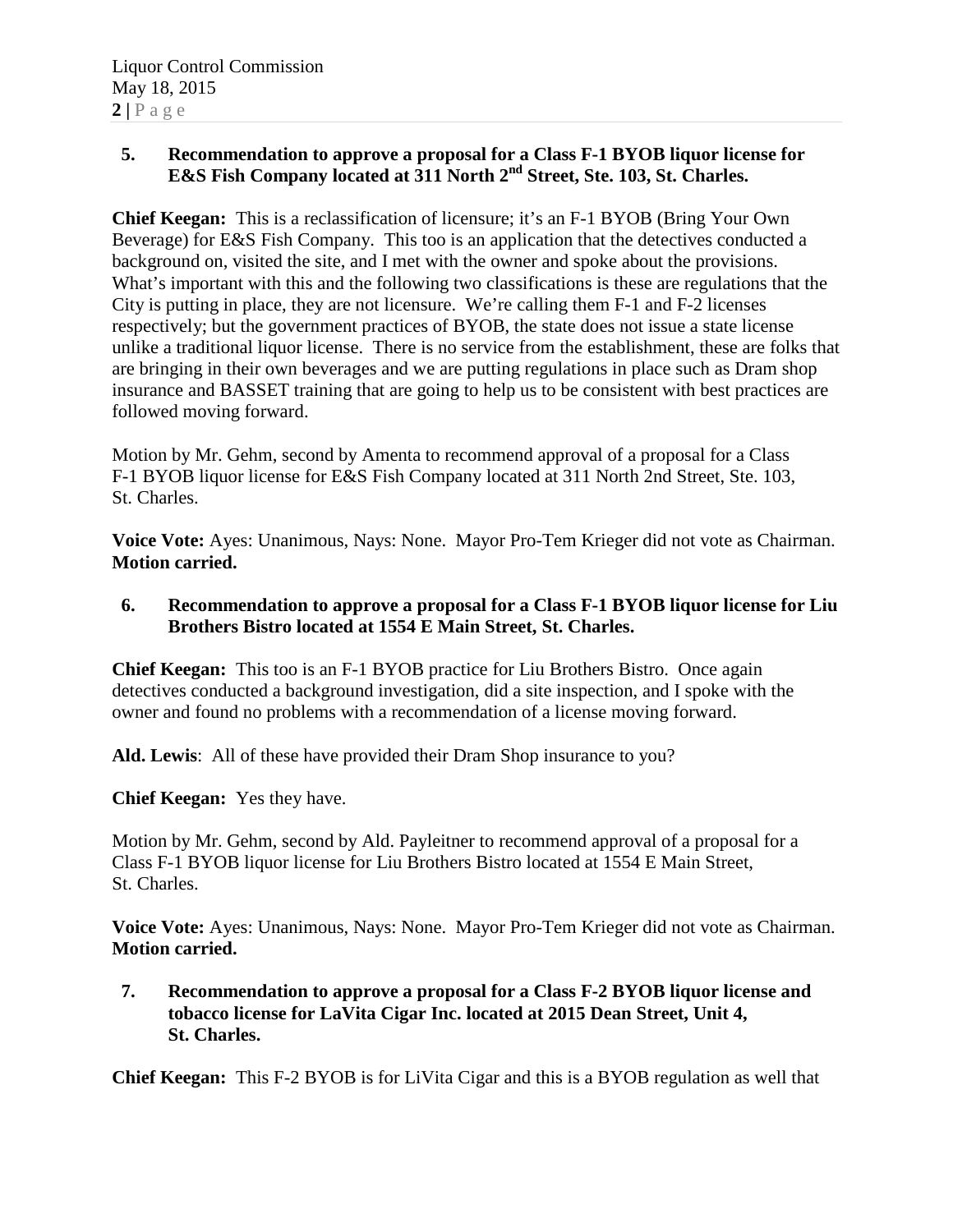**5. Recommendation to approve a proposal for a Class F-1 BYOB liquor license for E&S Fish Company located at 311 North 2nd Street, Ste. 103, St. Charles.**

**Chief Keegan:** This is a reclassification of licensure; it's an F-1 BYOB (Bring Your Own Beverage) for E&S Fish Company. This too is an application that the detectives conducted a background on, visited the site, and I met with the owner and spoke about the provisions. What's important with this and the following two classifications is these are regulations that the City is putting in place, they are not licensure. We're calling them F-1 and F-2 licenses respectively; but the government practices of BYOB, the state does not issue a state license unlike a traditional liquor license. There is no service from the establishment, these are folks that are bringing in their own beverages and we are putting regulations in place such as Dram shop insurance and BASSET training that are going to help us to be consistent with best practices are followed moving forward.

Motion by Mr. Gehm, second by Amenta to recommend approval of a proposal for a Class F-1 BYOB liquor license for E&S Fish Company located at 311 North 2nd Street, Ste. 103, St. Charles.

**Voice Vote:** Ayes: Unanimous, Nays: None. Mayor Pro-Tem Krieger did not vote as Chairman. **Motion carried.**

**6. Recommendation to approve a proposal for a Class F-1 BYOB liquor license for Liu Brothers Bistro located at 1554 E Main Street, St. Charles.**

**Chief Keegan:** This too is an F-1 BYOB practice for Liu Brothers Bistro. Once again detectives conducted a background investigation, did a site inspection, and I spoke with the owner and found no problems with a recommendation of a license moving forward.

**Ald. Lewis**: All of these have provided their Dram Shop insurance to you?

**Chief Keegan:** Yes they have.

Motion by Mr. Gehm, second by Ald. Payleitner to recommend approval of a proposal for a Class F-1 BYOB liquor license for Liu Brothers Bistro located at 1554 E Main Street, St. Charles.

**Voice Vote:** Ayes: Unanimous, Nays: None. Mayor Pro-Tem Krieger did not vote as Chairman. **Motion carried.**

**7. Recommendation to approve a proposal for a Class F-2 BYOB liquor license and tobacco license for LaVita Cigar Inc. located at 2015 Dean Street, Unit 4, St. Charles.**

**Chief Keegan:** This F-2 BYOB is for LiVita Cigar and this is a BYOB regulation as well that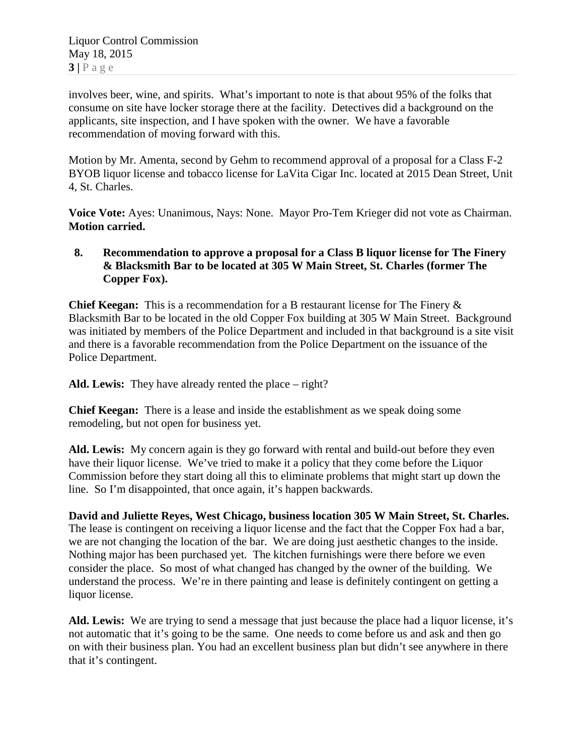involves beer, wine, and spirits. What's important to note is that about 95% of the folks that consume on site have locker storage there at the facility. Detectives did a background on the applicants, site inspection, and I have spoken with the owner. We have a favorable recommendation of moving forward with this.

Motion by Mr. Amenta, second by Gehm to recommend approval of a proposal for a Class F-2 BYOB liquor license and tobacco license for LaVita Cigar Inc. located at 2015 Dean Street, Unit 4, St. Charles.

**Voice Vote:** Ayes: Unanimous, Nays: None. Mayor Pro-Tem Krieger did not vote as Chairman. **Motion carried.**

**8. Recommendation to approve a proposal for a Class B liquor license for The Finery & Blacksmith Bar to be located at 305 W Main Street, St. Charles (former The Copper Fox).**

**Chief Keegan:** This is a recommendation for a B restaurant license for The Finery & Blacksmith Bar to be located in the old Copper Fox building at 305 W Main Street. Background was initiated by members of the Police Department and included in that background is a site visit and there is a favorable recommendation from the Police Department on the issuance of the Police Department.

**Ald. Lewis:** They have already rented the place – right?

**Chief Keegan:** There is a lease and inside the establishment as we speak doing some remodeling, but not open for business yet.

**Ald. Lewis:** My concern again is they go forward with rental and build-out before they even have their liquor license. We've tried to make it a policy that they come before the Liquor Commission before they start doing all this to eliminate problems that might start up down the line. So I'm disappointed, that once again, it's happen backwards.

**David and Juliette Reyes, West Chicago, business location 305 W Main Street, St. Charles.** The lease is contingent on receiving a liquor license and the fact that the Copper Fox had a bar, we are not changing the location of the bar. We are doing just aesthetic changes to the inside. Nothing major has been purchased yet. The kitchen furnishings were there before we even consider the place. So most of what changed has changed by the owner of the building. We understand the process. We're in there painting and lease is definitely contingent on getting a liquor license.

**Ald. Lewis:** We are trying to send a message that just because the place had a liquor license, it's not automatic that it's going to be the same. One needs to come before us and ask and then go on with their business plan. You had an excellent business plan but didn't see anywhere in there that it's contingent.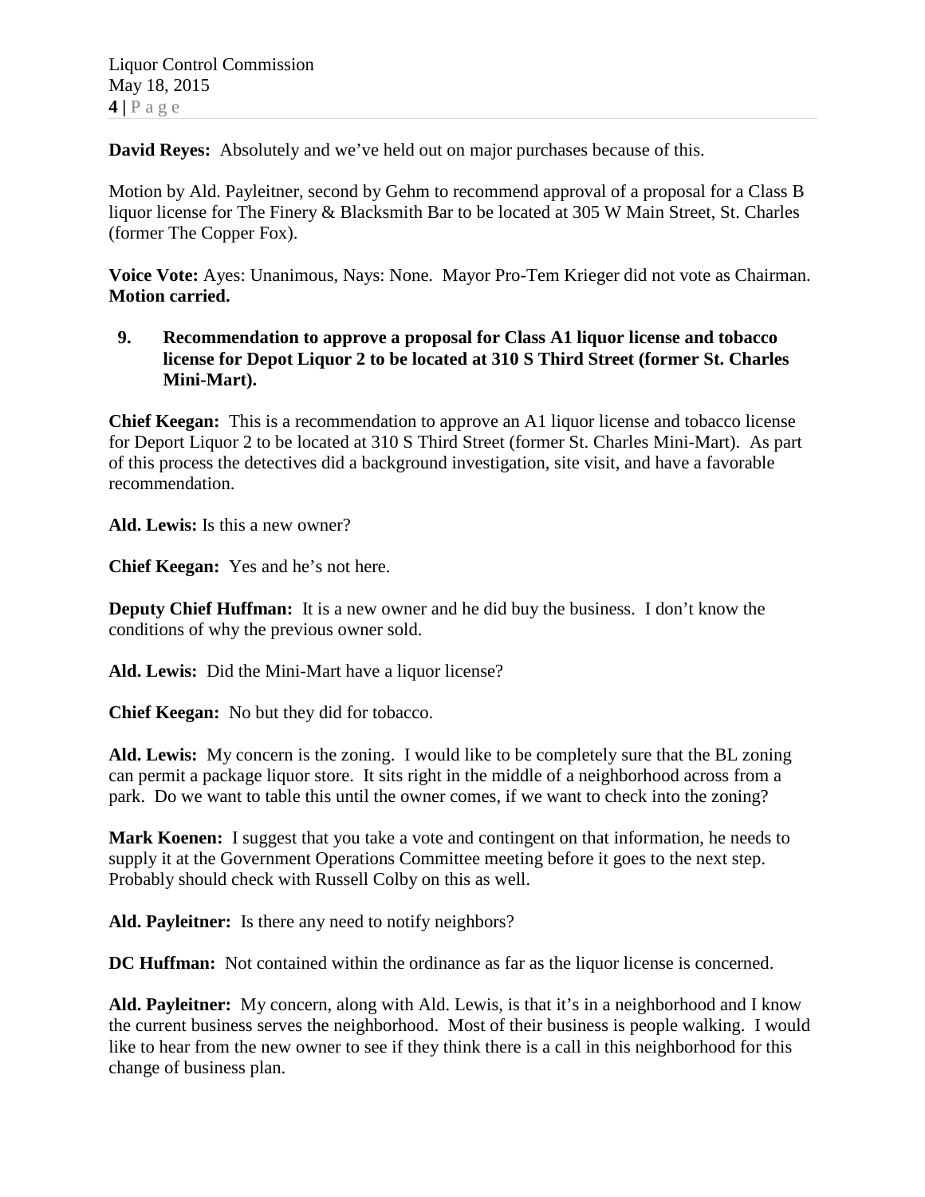**David Reyes:** Absolutely and we've held out on major purchases because of this.

Motion by Ald. Payleitner, second by Gehm to recommend approval of a proposal for a Class B liquor license for The Finery & Blacksmith Bar to be located at 305 W Main Street, St. Charles (former The Copper Fox).

**Voice Vote:** Ayes: Unanimous, Nays: None. Mayor Pro-Tem Krieger did not vote as Chairman. **Motion carried.**

**9. Recommendation to approve a proposal for Class A1 liquor license and tobacco license for Depot Liquor 2 to be located at 310 S Third Street (former St. Charles Mini-Mart).**

**Chief Keegan:** This is a recommendation to approve an A1 liquor license and tobacco license for Deport Liquor 2 to be located at 310 S Third Street (former St. Charles Mini-Mart). As part of this process the detectives did a background investigation, site visit, and have a favorable recommendation.

**Ald. Lewis:** Is this a new owner?

**Chief Keegan:** Yes and he's not here.

**Deputy Chief Huffman:** It is a new owner and he did buy the business. I don't know the conditions of why the previous owner sold.

**Ald. Lewis:** Did the Mini-Mart have a liquor license?

**Chief Keegan:** No but they did for tobacco.

**Ald. Lewis:** My concern is the zoning. I would like to be completely sure that the BL zoning can permit a package liquor store. It sits right in the middle of a neighborhood across from a park. Do we want to table this until the owner comes, if we want to check into the zoning?

**Mark Koenen:** I suggest that you take a vote and contingent on that information, he needs to supply it at the Government Operations Committee meeting before it goes to the next step. Probably should check with Russell Colby on this as well.

**Ald. Payleitner:** Is there any need to notify neighbors?

**DC Huffman:** Not contained within the ordinance as far as the liquor license is concerned.

**Ald. Payleitner:** My concern, along with Ald. Lewis, is that it's in a neighborhood and I know the current business serves the neighborhood. Most of their business is people walking. I would like to hear from the new owner to see if they think there is a call in this neighborhood for this change of business plan.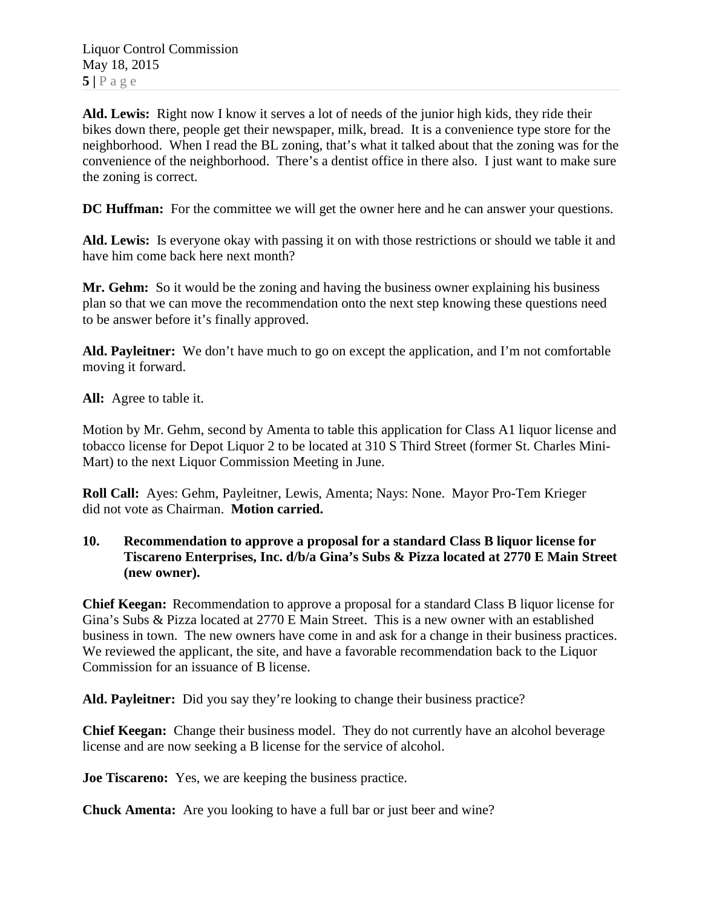**Ald. Lewis:** Right now I know it serves a lot of needs of the junior high kids, they ride their bikes down there, people get their newspaper, milk, bread. It is a convenience type store for the neighborhood. When I read the BL zoning, that's what it talked about that the zoning was for the convenience of the neighborhood. There's a dentist office in there also. I just want to make sure the zoning is correct.

**DC Huffman:** For the committee we will get the owner here and he can answer your questions.

**Ald. Lewis:** Is everyone okay with passing it on with those restrictions or should we table it and have him come back here next month?

**Mr. Gehm:** So it would be the zoning and having the business owner explaining his business plan so that we can move the recommendation onto the next step knowing these questions need to be answer before it's finally approved.

**Ald. Payleitner:** We don't have much to go on except the application, and I'm not comfortable moving it forward.

**All:** Agree to table it.

Motion by Mr. Gehm, second by Amenta to table this application for Class A1 liquor license and tobacco license for Depot Liquor 2 to be located at 310 S Third Street (former St. Charles Mini-Mart) to the next Liquor Commission Meeting in June.

**Roll Call:** Ayes: Gehm, Payleitner, Lewis, Amenta; Nays: None. Mayor Pro-Tem Krieger did not vote as Chairman. **Motion carried.**

**10. Recommendation to approve a proposal for a standard Class B liquor license for Tiscareno Enterprises, Inc. d/b/a Gina's Subs & Pizza located at 2770 E Main Street (new owner).**

**Chief Keegan:** Recommendation to approve a proposal for a standard Class B liquor license for Gina's Subs & Pizza located at 2770 E Main Street. This is a new owner with an established business in town. The new owners have come in and ask for a change in their business practices. We reviewed the applicant, the site, and have a favorable recommendation back to the Liquor Commission for an issuance of B license.

**Ald. Payleitner:** Did you say they're looking to change their business practice?

**Chief Keegan:** Change their business model. They do not currently have an alcohol beverage license and are now seeking a B license for the service of alcohol.

**Joe Tiscareno:** Yes, we are keeping the business practice.

**Chuck Amenta:** Are you looking to have a full bar or just beer and wine?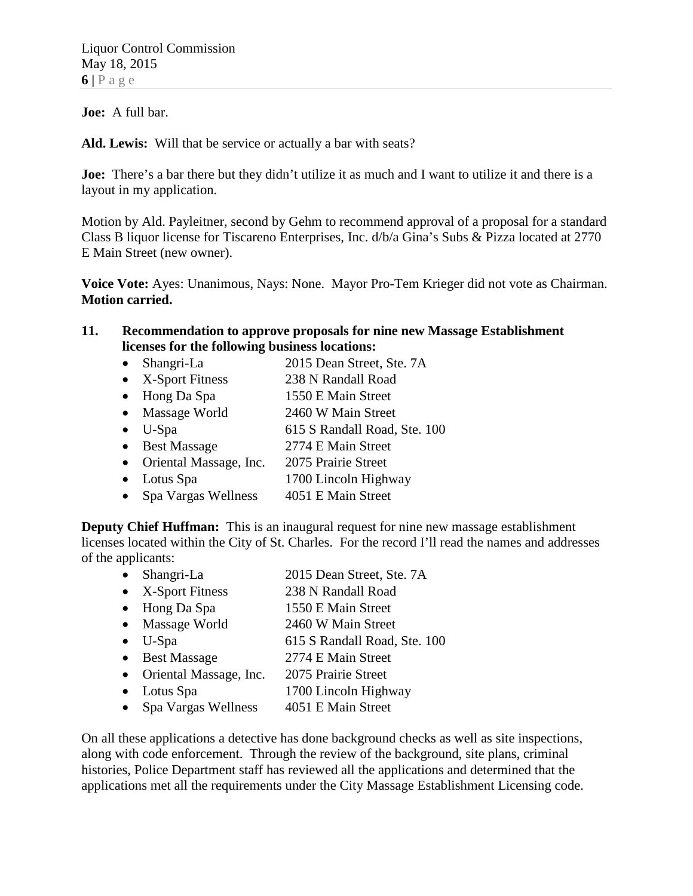**Joe:** A full bar.

**Ald. Lewis:** Will that be service or actually a bar with seats?

**Joe:** There's a bar there but they didn't utilize it as much and I want to utilize it and there is a layout in my application.

Motion by Ald. Payleitner, second by Gehm to recommend approval of a proposal for a standard Class B liquor license for Tiscareno Enterprises, Inc. d/b/a Gina's Subs & Pizza located at 2770 E Main Street (new owner).

**Voice Vote:** Ayes: Unanimous, Nays: None. Mayor Pro-Tem Krieger did not vote as Chairman. **Motion carried.**

**11. Recommendation to approve proposals for nine new Massage Establishment licenses for the following business locations:**

- Shangri-La 2015 Dean Street, Ste. 7A
- X-Sport Fitness 238 N Randall Road
- Hong Da Spa 1550 E Main Street
- Massage World 2460 W Main Street
- U-Spa 615 S Randall Road, Ste. 100
- Best Massage 2774 E Main Street
- Oriental Massage, Inc. 2075 Prairie Street
- Lotus Spa 1700 Lincoln Highway
- Spa Vargas Wellness 4051 E Main Street

**Deputy Chief Huffman:** This is an inaugural request for nine new massage establishment licenses located within the City of St. Charles. For the record I'll read the names and addresses of the applicants:

- Shangri-La 2015 Dean Street, Ste. 7A
- X-Sport Fitness 238 N Randall Road
- Hong Da Spa 1550 E Main Street
- Massage World 2460 W Main Street
- U-Spa 615 S Randall Road, Ste. 100
- Best Massage 2774 E Main Street
- Oriental Massage, Inc. 2075 Prairie Street
- Lotus Spa 1700 Lincoln Highway
- Spa Vargas Wellness 4051 E Main Street

On all these applications a detective has done background checks as well as site inspections, along with code enforcement. Through the review of the background, site plans, criminal histories, Police Department staff has reviewed all the applications and determined that the applications met all the requirements under the City Massage Establishment Licensing code.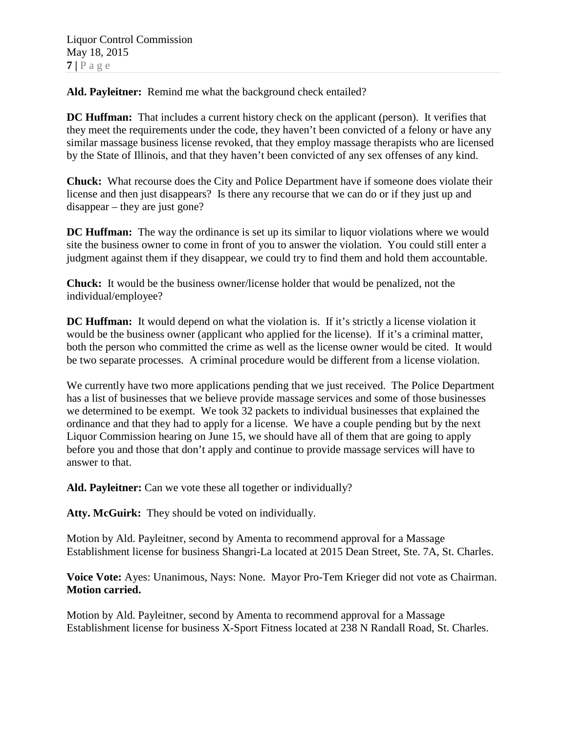**Ald. Payleitner:** Remind me what the background check entailed?

**DC Huffman:** That includes a current history check on the applicant (person). It verifies that they meet the requirements under the code, they haven't been convicted of a felony or have any similar massage business license revoked, that they employ massage therapists who are licensed by the State of Illinois, and that they haven't been convicted of any sex offenses of any kind.

**Chuck:** What recourse does the City and Police Department have if someone does violate their license and then just disappears? Is there any recourse that we can do or if they just up and disappear – they are just gone?

**DC Huffman:** The way the ordinance is set up its similar to liquor violations where we would site the business owner to come in front of you to answer the violation. You could still enter a judgment against them if they disappear, we could try to find them and hold them accountable.

**Chuck:** It would be the business owner/license holder that would be penalized, not the individual/employee?

**DC Huffman:** It would depend on what the violation is. If it's strictly a license violation it would be the business owner (applicant who applied for the license). If it's a criminal matter, both the person who committed the crime as well as the license owner would be cited. It would be two separate processes. A criminal procedure would be different from a license violation.

We currently have two more applications pending that we just received. The Police Department has a list of businesses that we believe provide massage services and some of those businesses we determined to be exempt. We took 32 packets to individual businesses that explained the ordinance and that they had to apply for a license. We have a couple pending but by the next Liquor Commission hearing on June 15, we should have all of them that are going to apply before you and those that don't apply and continue to provide massage services will have to answer to that.

**Ald. Payleitner:** Can we vote these all together or individually?

**Atty. McGuirk:** They should be voted on individually.

Motion by Ald. Payleitner, second by Amenta to recommend approval for a Massage Establishment license for business Shangri-La located at 2015 Dean Street, Ste. 7A, St. Charles.

**Voice Vote:** Ayes: Unanimous, Nays: None. Mayor Pro-Tem Krieger did not vote as Chairman. **Motion carried.**

Motion by Ald. Payleitner, second by Amenta to recommend approval for a Massage Establishment license for business X-Sport Fitness located at 238 N Randall Road, St. Charles.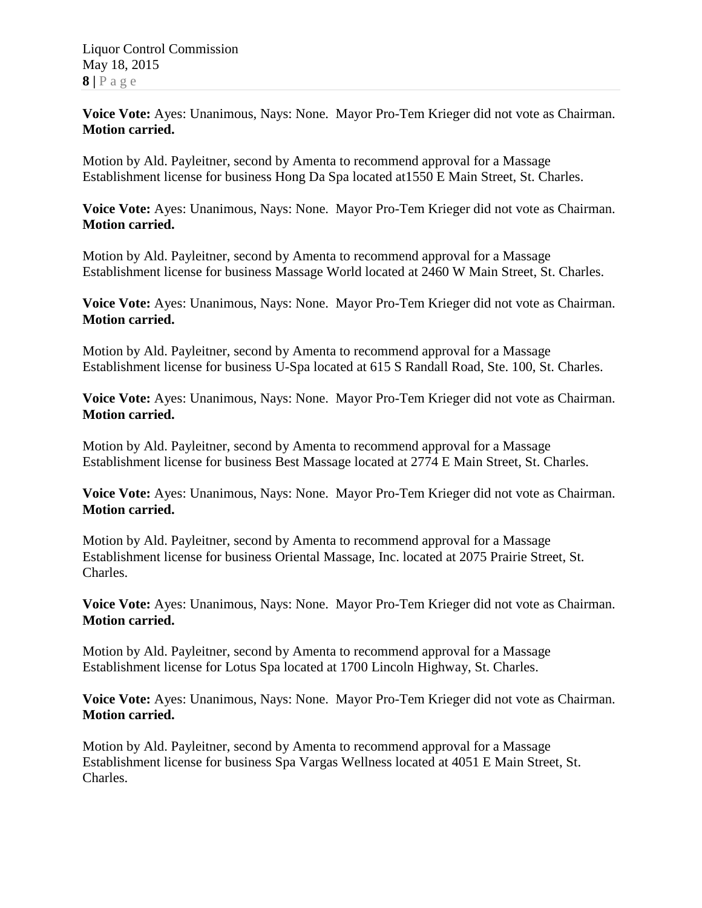**Voice Vote:** Ayes: Unanimous, Nays: None. Mayor Pro-Tem Krieger did not vote as Chairman. **Motion carried.**

Motion by Ald. Payleitner, second by Amenta to recommend approval for a Massage Establishment license for business Hong Da Spa located at1550 E Main Street, St. Charles.

**Voice Vote:** Ayes: Unanimous, Nays: None. Mayor Pro-Tem Krieger did not vote as Chairman. **Motion carried.**

Motion by Ald. Payleitner, second by Amenta to recommend approval for a Massage Establishment license for business Massage World located at 2460 W Main Street, St. Charles.

**Voice Vote:** Ayes: Unanimous, Nays: None. Mayor Pro-Tem Krieger did not vote as Chairman. **Motion carried.**

Motion by Ald. Payleitner, second by Amenta to recommend approval for a Massage Establishment license for business U-Spa located at 615 S Randall Road, Ste. 100, St. Charles.

**Voice Vote:** Ayes: Unanimous, Nays: None. Mayor Pro-Tem Krieger did not vote as Chairman. **Motion carried.**

Motion by Ald. Payleitner, second by Amenta to recommend approval for a Massage Establishment license for business Best Massage located at 2774 E Main Street, St. Charles.

**Voice Vote:** Ayes: Unanimous, Nays: None. Mayor Pro-Tem Krieger did not vote as Chairman. **Motion carried.**

Motion by Ald. Payleitner, second by Amenta to recommend approval for a Massage Establishment license for business Oriental Massage, Inc. located at 2075 Prairie Street, St. Charles.

**Voice Vote:** Ayes: Unanimous, Nays: None. Mayor Pro-Tem Krieger did not vote as Chairman. **Motion carried.**

Motion by Ald. Payleitner, second by Amenta to recommend approval for a Massage Establishment license for Lotus Spa located at 1700 Lincoln Highway, St. Charles.

**Voice Vote:** Ayes: Unanimous, Nays: None. Mayor Pro-Tem Krieger did not vote as Chairman. **Motion carried.**

Motion by Ald. Payleitner, second by Amenta to recommend approval for a Massage Establishment license for business Spa Vargas Wellness located at 4051 E Main Street, St. Charles.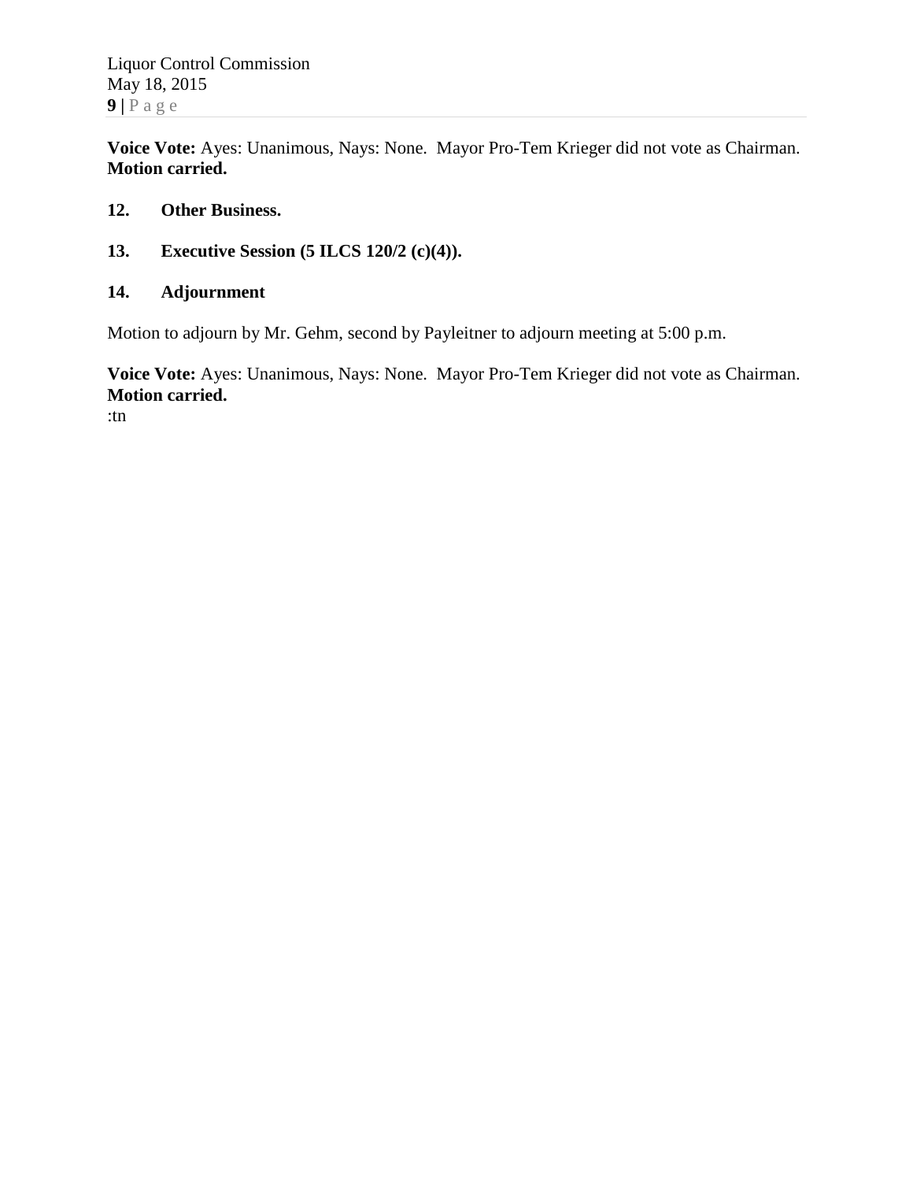**Voice Vote:** Ayes: Unanimous, Nays: None. Mayor Pro-Tem Krieger did not vote as Chairman. **Motion carried.**

**12. Other Business.**

**13. Executive Session (5 ILCS 120/2 (c)(4)).**

**14. Adjournment**

Motion to adjourn by Mr. Gehm, second by Payleitner to adjourn meeting at 5:00 p.m.

**Voice Vote:** Ayes: Unanimous, Nays: None. Mayor Pro-Tem Krieger did not vote as Chairman. **Motion carried.**

:tn